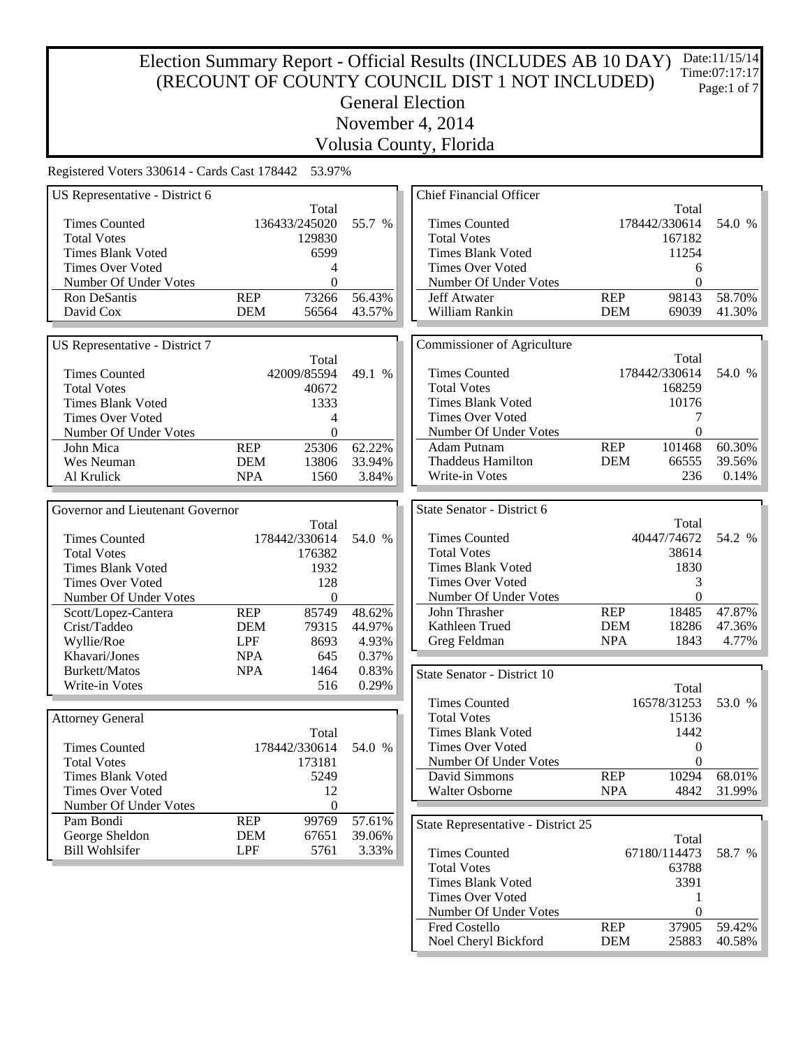# Election Summary Report - Official Results (INCLUDES AB 10 DAY) (RECOUNT OF COUNTY COUNCIL DIST 1 NOT INCLUDED)

## General Election

## November 4, 2014

## Volusia County, Florida

Date:11/15/14
Time:07:17:17

Registered Voters 330614 - Cards Cast 178442 53.97%

### US Representative - District 6

| | | Total | |
|---|---|---|---|
| Times Counted | | 136433/245020 | 55.7 % |
| Total Votes | | 129830 | |
| Times Blank Voted | | 6599 | |
| Times Over Voted | | 4 | |
| Number Of Under Votes | | 0 | |
| Ron DeSantis | REP | 73266 | 56.43% |
| David Cox | DEM | 56564 | 43.57% |

### US Representative - District 7

| | | Total | |
|---|---|---|---|
| Times Counted | | 42009/85594 | 49.1 % |
| Total Votes | | 40672 | |
| Times Blank Voted | | 1333 | |
| Times Over Voted | | 4 | |
| Number Of Under Votes | | 0 | |
| John Mica | REP | 25306 | 62.22% |
| Wes Neuman | DEM | 13806 | 33.94% |
| Al Krulick | NPA | 1560 | 3.84% |

### Governor and Lieutenant Governor

| | | Total | |
|---|---|---|---|
| Times Counted | | 178442/330614 | 54.0 % |
| Total Votes | | 176382 | |
| Times Blank Voted | | 1932 | |
| Times Over Voted | | 128 | |
| Number Of Under Votes | | 0 | |
| Scott/Lopez-Cantera | REP | 85749 | 48.62% |
| Crist/Taddeo | DEM | 79315 | 44.97% |
| Wyllie/Roe | LPF | 8693 | 4.93% |
| Khavari/Jones | NPA | 645 | 0.37% |
| Burkett/Matos | NPA | 1464 | 0.83% |
| Write-in Votes | | 516 | 0.29% |

### Attorney General

| | | Total | |
|---|---|---|---|
| Times Counted | | 178442/330614 | 54.0 % |
| Total Votes | | 173181 | |
| Times Blank Voted | | 5249 | |
| Times Over Voted | | 12 | |
| Number Of Under Votes | | 0 | |
| Pam Bondi | REP | 99769 | 57.61% |
| George Sheldon | DEM | 67651 | 39.06% |
| Bill Wohlsifer | LPF | 5761 | 3.33% |

### Chief Financial Officer

| | | Total | |
|---|---|---|---|
| Times Counted | | 178442/330614 | 54.0 % |
| Total Votes | | 167182 | |
| Times Blank Voted | | 11254 | |
| Times Over Voted | | 6 | |
| Number Of Under Votes | | 0 | |
| Jeff Atwater | REP | 98143 | 58.70% |
| William Rankin | DEM | 69039 | 41.30% |

### Commissioner of Agriculture

| | | Total | |
|---|---|---|---|
| Times Counted | | 178442/330614 | 54.0 % |
| Total Votes | | 168259 | |
| Times Blank Voted | | 10176 | |
| Times Over Voted | | 7 | |
| Number Of Under Votes | | 0 | |
| Adam Putnam | REP | 101468 | 60.30% |
| Thaddeus Hamilton | DEM | 66555 | 39.56% |
| Write-in Votes | | 236 | 0.14% |

### State Senator - District 6

| | | Total | |
|---|---|---|---|
| Times Counted | | 40447/74672 | 54.2 % |
| Total Votes | | 38614 | |
| Times Blank Voted | | 1830 | |
| Times Over Voted | | 3 | |
| Number Of Under Votes | | 0 | |
| John Thrasher | REP | 18485 | 47.87% |
| Kathleen Trued | DEM | 18286 | 47.36% |
| Greg Feldman | NPA | 1843 | 4.77% |

### State Senator - District 10

| | | Total | |
|---|---|---|---|
| Times Counted | | 16578/31253 | 53.0 % |
| Total Votes | | 15136 | |
| Times Blank Voted | | 1442 | |
| Times Over Voted | | 0 | |
| Number Of Under Votes | | 0 | |
| David Simmons | REP | 10294 | 68.01% |
| Walter Osborne | NPA | 4842 | 31.99% |

### State Representative - District 25

| | | Total | |
|---|---|---|---|
| Times Counted | | 67180/114473 | 58.7 % |
| Total Votes | | 63788 | |
| Times Blank Voted | | 3391 | |
| Times Over Voted | | 1 | |
| Number Of Under Votes | | 0 | |
| Fred Costello | REP | 37905 | 59.42% |
| Noel Cheryl Bickford | DEM | 25883 | 40.58% |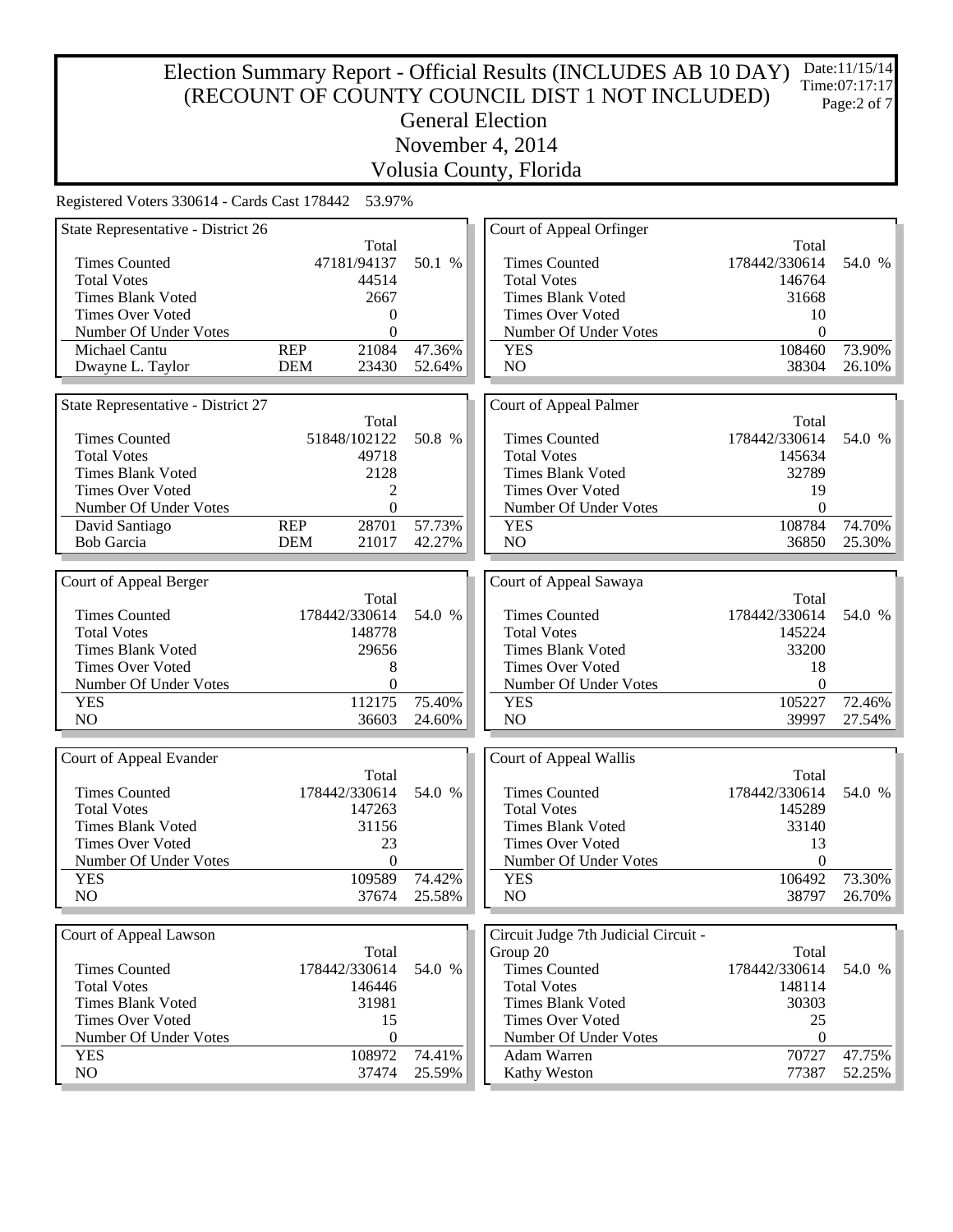# Election Summary Report - Official Results (INCLUDES AB 10 DAY)
# (RECOUNT OF COUNTY COUNCIL DIST 1 NOT INCLUDED)

Date:11/15/14
Time:07:17:17

## General Election
## November 4, 2014
## Volusia County, Florida

Registered Voters 330614 - Cards Cast 178442 53.97%

### State Representative - District 26

| | | Total | |
|---|---|---|---|
| Times Counted | | 47181/94137 | 50.1 % |
| Total Votes | | 44514 | |
| Times Blank Voted | | 2667 | |
| Times Over Voted | | 0 | |
| Number Of Under Votes | | 0 | |
| Michael Cantu | REP | 21084 | 47.36% |
| Dwayne L. Taylor | DEM | 23430 | 52.64% |

### State Representative - District 27

| | | Total | |
|---|---|---|---|
| Times Counted | | 51848/102122 | 50.8 % |
| Total Votes | | 49718 | |
| Times Blank Voted | | 2128 | |
| Times Over Voted | | 2 | |
| Number Of Under Votes | | 0 | |
| David Santiago | REP | 28701 | 57.73% |
| Bob Garcia | DEM | 21017 | 42.27% |

### Court of Appeal Berger

| | Total | |
|---|---|---|
| Times Counted | 178442/330614 | 54.0 % |
| Total Votes | 148778 | |
| Times Blank Voted | 29656 | |
| Times Over Voted | 8 | |
| Number Of Under Votes | 0 | |
| YES | 112175 | 75.40% |
| NO | 36603 | 24.60% |

### Court of Appeal Evander

| | Total | |
|---|---|---|
| Times Counted | 178442/330614 | 54.0 % |
| Total Votes | 147263 | |
| Times Blank Voted | 31156 | |
| Times Over Voted | 23 | |
| Number Of Under Votes | 0 | |
| YES | 109589 | 74.42% |
| NO | 37674 | 25.58% |

### Court of Appeal Lawson

| | Total | |
|---|---|---|
| Times Counted | 178442/330614 | 54.0 % |
| Total Votes | 146446 | |
| Times Blank Voted | 31981 | |
| Times Over Voted | 15 | |
| Number Of Under Votes | 0 | |
| YES | 108972 | 74.41% |
| NO | 37474 | 25.59% |

### Court of Appeal Orfinger

| | Total | |
|---|---|---|
| Times Counted | 178442/330614 | 54.0 % |
| Total Votes | 146764 | |
| Times Blank Voted | 31668 | |
| Times Over Voted | 10 | |
| Number Of Under Votes | 0 | |
| YES | 108460 | 73.90% |
| NO | 38304 | 26.10% |

### Court of Appeal Palmer

| | Total | |
|---|---|---|
| Times Counted | 178442/330614 | 54.0 % |
| Total Votes | 145634 | |
| Times Blank Voted | 32789 | |
| Times Over Voted | 19 | |
| Number Of Under Votes | 0 | |
| YES | 108784 | 74.70% |
| NO | 36850 | 25.30% |

### Court of Appeal Sawaya

| | Total | |
|---|---|---|
| Times Counted | 178442/330614 | 54.0 % |
| Total Votes | 145224 | |
| Times Blank Voted | 33200 | |
| Times Over Voted | 18 | |
| Number Of Under Votes | 0 | |
| YES | 105227 | 72.46% |
| NO | 39997 | 27.54% |

### Court of Appeal Wallis

| | Total | |
|---|---|---|
| Times Counted | 178442/330614 | 54.0 % |
| Total Votes | 145289 | |
| Times Blank Voted | 33140 | |
| Times Over Voted | 13 | |
| Number Of Under Votes | 0 | |
| YES | 106492 | 73.30% |
| NO | 38797 | 26.70% |

### Circuit Judge 7th Judicial Circuit - Group 20

| | Total | |
|---|---|---|
| Times Counted | 178442/330614 | 54.0 % |
| Total Votes | 148114 | |
| Times Blank Voted | 30303 | |
| Times Over Voted | 25 | |
| Number Of Under Votes | 0 | |
| Adam Warren | 70727 | 47.75% |
| Kathy Weston | 77387 | 52.25% |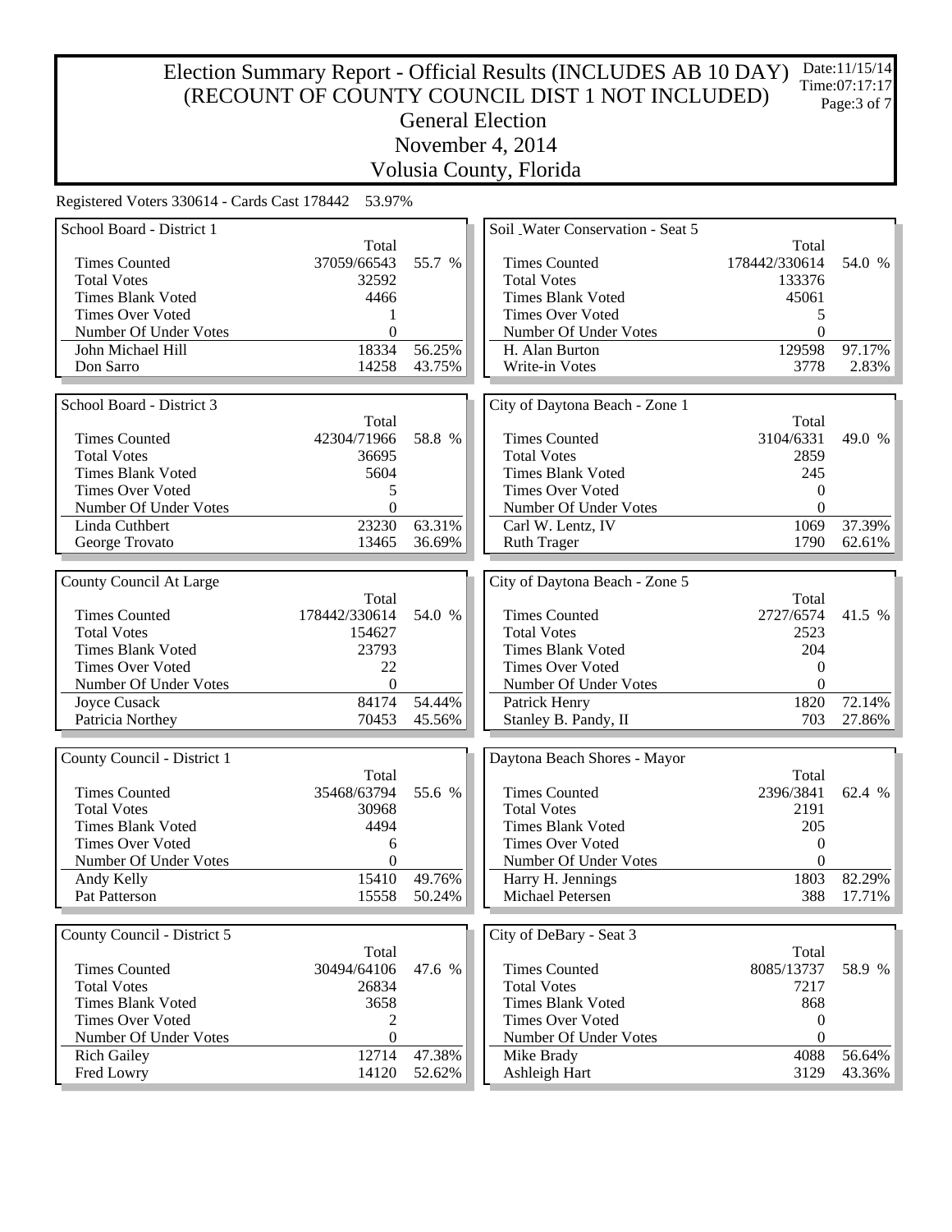# Election Summary Report - Official Results (INCLUDES AB 10 DAY) (RECOUNT OF COUNTY COUNCIL DIST 1 NOT INCLUDED)

Date:11/15/14
Time:07:17:17

## General Election
## November 4, 2014
## Volusia County, Florida

Registered Voters 330614 - Cards Cast 178442 53.97%

### School Board - District 1

| | Total | |
|---|---|---|
| Times Counted | 37059/66543 | 55.7 % |
| Total Votes | 32592 | |
| Times Blank Voted | 4466 | |
| Times Over Voted | 1 | |
| Number Of Under Votes | 0 | |
| John Michael Hill | 18334 | 56.25% |
| Don Sarro | 14258 | 43.75% |

### School Board - District 3

| | Total | |
|---|---|---|
| Times Counted | 42304/71966 | 58.8 % |
| Total Votes | 36695 | |
| Times Blank Voted | 5604 | |
| Times Over Voted | 5 | |
| Number Of Under Votes | 0 | |
| Linda Cuthbert | 23230 | 63.31% |
| George Trovato | 13465 | 36.69% |

### County Council At Large

| | Total | |
|---|---|---|
| Times Counted | 178442/330614 | 54.0 % |
| Total Votes | 154627 | |
| Times Blank Voted | 23793 | |
| Times Over Voted | 22 | |
| Number Of Under Votes | 0 | |
| Joyce Cusack | 84174 | 54.44% |
| Patricia Northey | 70453 | 45.56% |

### County Council - District 1

| | Total | |
|---|---|---|
| Times Counted | 35468/63794 | 55.6 % |
| Total Votes | 30968 | |
| Times Blank Voted | 4494 | |
| Times Over Voted | 6 | |
| Number Of Under Votes | 0 | |
| Andy Kelly | 15410 | 49.76% |
| Pat Patterson | 15558 | 50.24% |

### County Council - District 5

| | Total | |
|---|---|---|
| Times Counted | 30494/64106 | 47.6 % |
| Total Votes | 26834 | |
| Times Blank Voted | 3658 | |
| Times Over Voted | 2 | |
| Number Of Under Votes | 0 | |
| Rich Gailey | 12714 | 47.38% |
| Fred Lowry | 14120 | 52.62% |

### Soil _Water Conservation - Seat 5

| | Total | |
|---|---|---|
| Times Counted | 178442/330614 | 54.0 % |
| Total Votes | 133376 | |
| Times Blank Voted | 45061 | |
| Times Over Voted | 5 | |
| Number Of Under Votes | 0 | |
| H. Alan Burton | 129598 | 97.17% |
| Write-in Votes | 3778 | 2.83% |

### City of Daytona Beach - Zone 1

| | Total | |
|---|---|---|
| Times Counted | 3104/6331 | 49.0 % |
| Total Votes | 2859 | |
| Times Blank Voted | 245 | |
| Times Over Voted | 0 | |
| Number Of Under Votes | 0 | |
| Carl W. Lentz, IV | 1069 | 37.39% |
| Ruth Trager | 1790 | 62.61% |

### City of Daytona Beach - Zone 5

| | Total | |
|---|---|---|
| Times Counted | 2727/6574 | 41.5 % |
| Total Votes | 2523 | |
| Times Blank Voted | 204 | |
| Times Over Voted | 0 | |
| Number Of Under Votes | 0 | |
| Patrick Henry | 1820 | 72.14% |
| Stanley B. Pandy, II | 703 | 27.86% |

### Daytona Beach Shores - Mayor

| | Total | |
|---|---|---|
| Times Counted | 2396/3841 | 62.4 % |
| Total Votes | 2191 | |
| Times Blank Voted | 205 | |
| Times Over Voted | 0 | |
| Number Of Under Votes | 0 | |
| Harry H. Jennings | 1803 | 82.29% |
| Michael Petersen | 388 | 17.71% |

### City of DeBary - Seat 3

| | Total | |
|---|---|---|
| Times Counted | 8085/13737 | 58.9 % |
| Total Votes | 7217 | |
| Times Blank Voted | 868 | |
| Times Over Voted | 0 | |
| Number Of Under Votes | 0 | |
| Mike Brady | 4088 | 56.64% |
| Ashleigh Hart | 3129 | 43.36% |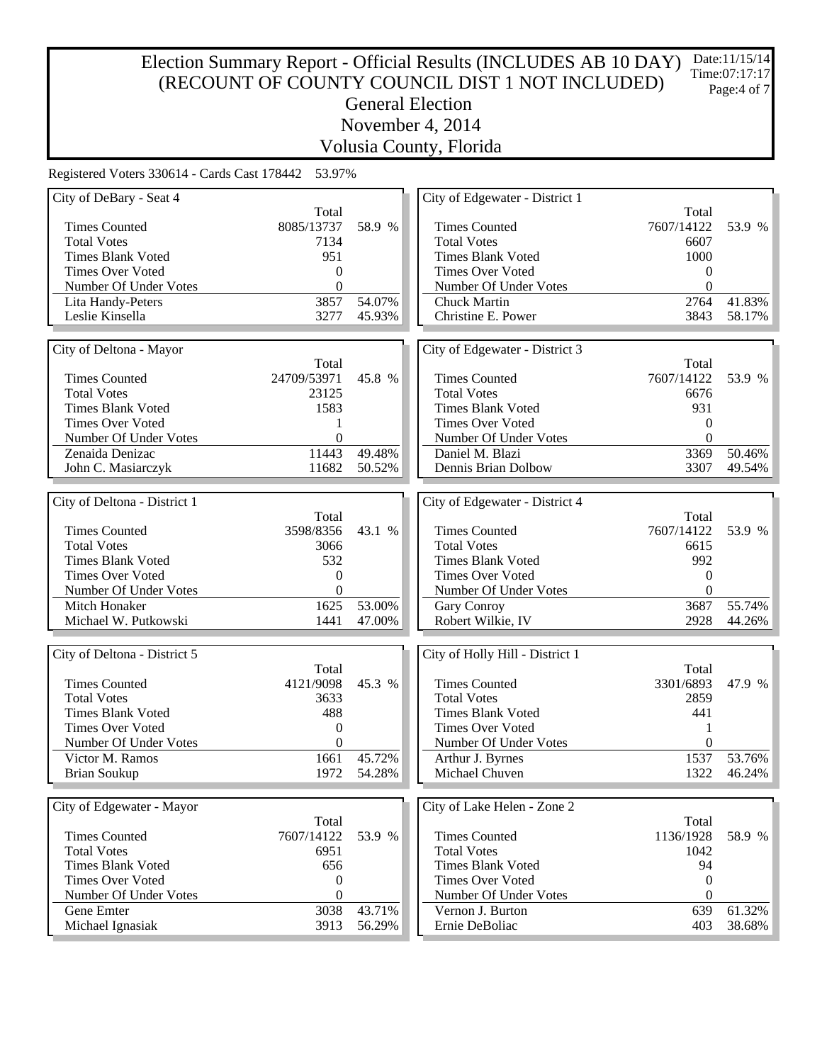# Election Summary Report - Official Results (INCLUDES AB 10 DAY) (RECOUNT OF COUNTY COUNCIL DIST 1 NOT INCLUDED)

## General Election

## November 4, 2014

## Volusia County, Florida

Date:11/15/14
Time:07:17:17

Registered Voters 330614 - Cards Cast 178442 53.97%

### City of DeBary - Seat 4

| | Total | |
|---|---|---|
| Times Counted | 8085/13737 | 58.9 % |
| Total Votes | 7134 | |
| Times Blank Voted | 951 | |
| Times Over Voted | 0 | |
| Number Of Under Votes | 0 | |
| Lita Handy-Peters | 3857 | 54.07% |
| Leslie Kinsella | 3277 | 45.93% |

### City of Deltona - Mayor

| | Total | |
|---|---|---|
| Times Counted | 24709/53971 | 45.8 % |
| Total Votes | 23125 | |
| Times Blank Voted | 1583 | |
| Times Over Voted | 1 | |
| Number Of Under Votes | 0 | |
| Zenaida Denizac | 11443 | 49.48% |
| John C. Masiarczyk | 11682 | 50.52% |

### City of Deltona - District 1

| | Total | |
|---|---|---|
| Times Counted | 3598/8356 | 43.1 % |
| Total Votes | 3066 | |
| Times Blank Voted | 532 | |
| Times Over Voted | 0 | |
| Number Of Under Votes | 0 | |
| Mitch Honaker | 1625 | 53.00% |
| Michael W. Putkowski | 1441 | 47.00% |

### City of Deltona - District 5

| | Total | |
|---|---|---|
| Times Counted | 4121/9098 | 45.3 % |
| Total Votes | 3633 | |
| Times Blank Voted | 488 | |
| Times Over Voted | 0 | |
| Number Of Under Votes | 0 | |
| Victor M. Ramos | 1661 | 45.72% |
| Brian Soukup | 1972 | 54.28% |

### City of Edgewater - Mayor

| | Total | |
|---|---|---|
| Times Counted | 7607/14122 | 53.9 % |
| Total Votes | 6951 | |
| Times Blank Voted | 656 | |
| Times Over Voted | 0 | |
| Number Of Under Votes | 0 | |
| Gene Emter | 3038 | 43.71% |
| Michael Ignasiak | 3913 | 56.29% |

### City of Edgewater - District 1

| | Total | |
|---|---|---|
| Times Counted | 7607/14122 | 53.9 % |
| Total Votes | 6607 | |
| Times Blank Voted | 1000 | |
| Times Over Voted | 0 | |
| Number Of Under Votes | 0 | |
| Chuck Martin | 2764 | 41.83% |
| Christine E. Power | 3843 | 58.17% |

### City of Edgewater - District 3

| | Total | |
|---|---|---|
| Times Counted | 7607/14122 | 53.9 % |
| Total Votes | 6676 | |
| Times Blank Voted | 931 | |
| Times Over Voted | 0 | |
| Number Of Under Votes | 0 | |
| Daniel M. Blazi | 3369 | 50.46% |
| Dennis Brian Dolbow | 3307 | 49.54% |

### City of Edgewater - District 4

| | Total | |
|---|---|---|
| Times Counted | 7607/14122 | 53.9 % |
| Total Votes | 6615 | |
| Times Blank Voted | 992 | |
| Times Over Voted | 0 | |
| Number Of Under Votes | 0 | |
| Gary Conroy | 3687 | 55.74% |
| Robert Wilkie, IV | 2928 | 44.26% |

### City of Holly Hill - District 1

| | Total | |
|---|---|---|
| Times Counted | 3301/6893 | 47.9 % |
| Total Votes | 2859 | |
| Times Blank Voted | 441 | |
| Times Over Voted | 1 | |
| Number Of Under Votes | 0 | |
| Arthur J. Byrnes | 1537 | 53.76% |
| Michael Chuven | 1322 | 46.24% |

### City of Lake Helen - Zone 2

| | Total | |
|---|---|---|
| Times Counted | 1136/1928 | 58.9 % |
| Total Votes | 1042 | |
| Times Blank Voted | 94 | |
| Times Over Voted | 0 | |
| Number Of Under Votes | 0 | |
| Vernon J. Burton | 639 | 61.32% |
| Ernie DeBoliac | 403 | 38.68% |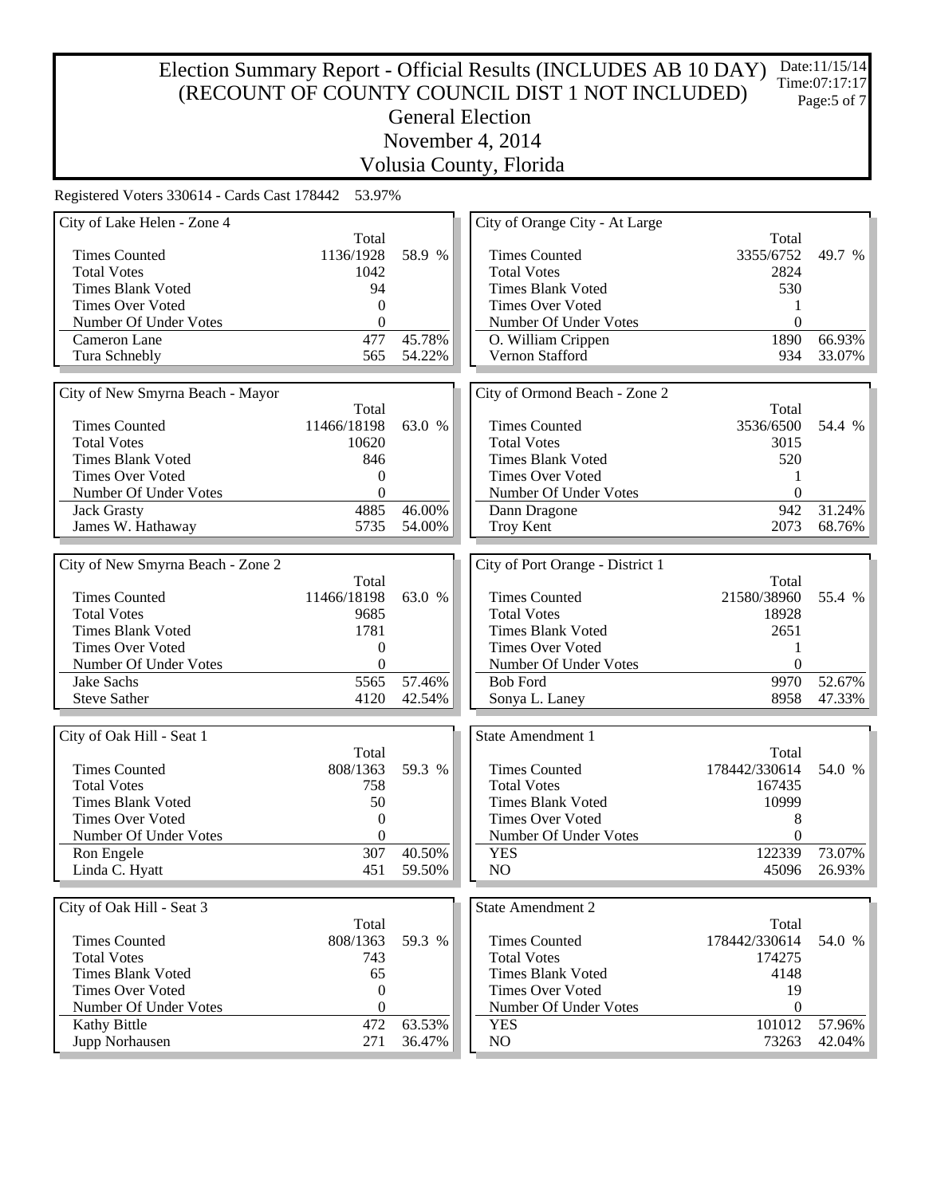# Election Summary Report - Official Results (INCLUDES AB 10 DAY) (RECOUNT OF COUNTY COUNCIL DIST 1 NOT INCLUDED)

Date:11/15/14
Time:07:17:17

## General Election

## November 4, 2014

## Volusia County, Florida

Registered Voters 330614 - Cards Cast 178442 53.97%

### City of Lake Helen - Zone 4

| | Total | |
|---|---|---|
| Times Counted | 1136/1928 | 58.9 % |
| Total Votes | 1042 | |
| Times Blank Voted | 94 | |
| Times Over Voted | 0 | |
| Number Of Under Votes | 0 | |
| Cameron Lane | 477 | 45.78% |
| Tura Schnebly | 565 | 54.22% |

### City of New Smyrna Beach - Mayor

| | Total | |
|---|---|---|
| Times Counted | 11466/18198 | 63.0 % |
| Total Votes | 10620 | |
| Times Blank Voted | 846 | |
| Times Over Voted | 0 | |
| Number Of Under Votes | 0 | |
| Jack Grasty | 4885 | 46.00% |
| James W. Hathaway | 5735 | 54.00% |

### City of New Smyrna Beach - Zone 2

| | Total | |
|---|---|---|
| Times Counted | 11466/18198 | 63.0 % |
| Total Votes | 9685 | |
| Times Blank Voted | 1781 | |
| Times Over Voted | 0 | |
| Number Of Under Votes | 0 | |
| Jake Sachs | 5565 | 57.46% |
| Steve Sather | 4120 | 42.54% |

### City of Oak Hill - Seat 1

| | Total | |
|---|---|---|
| Times Counted | 808/1363 | 59.3 % |
| Total Votes | 758 | |
| Times Blank Voted | 50 | |
| Times Over Voted | 0 | |
| Number Of Under Votes | 0 | |
| Ron Engele | 307 | 40.50% |
| Linda C. Hyatt | 451 | 59.50% |

### City of Oak Hill - Seat 3

| | Total | |
|---|---|---|
| Times Counted | 808/1363 | 59.3 % |
| Total Votes | 743 | |
| Times Blank Voted | 65 | |
| Times Over Voted | 0 | |
| Number Of Under Votes | 0 | |
| Kathy Bittle | 472 | 63.53% |
| Jupp Norhausen | 271 | 36.47% |

### City of Orange City - At Large

| | Total | |
|---|---|---|
| Times Counted | 3355/6752 | 49.7 % |
| Total Votes | 2824 | |
| Times Blank Voted | 530 | |
| Times Over Voted | 1 | |
| Number Of Under Votes | 0 | |
| O. William Crippen | 1890 | 66.93% |
| Vernon Stafford | 934 | 33.07% |

### City of Ormond Beach - Zone 2

| | Total | |
|---|---|---|
| Times Counted | 3536/6500 | 54.4 % |
| Total Votes | 3015 | |
| Times Blank Voted | 520 | |
| Times Over Voted | 1 | |
| Number Of Under Votes | 0 | |
| Dann Dragone | 942 | 31.24% |
| Troy Kent | 2073 | 68.76% |

### City of Port Orange - District 1

| | Total | |
|---|---|---|
| Times Counted | 21580/38960 | 55.4 % |
| Total Votes | 18928 | |
| Times Blank Voted | 2651 | |
| Times Over Voted | 1 | |
| Number Of Under Votes | 0 | |
| Bob Ford | 9970 | 52.67% |
| Sonya L. Laney | 8958 | 47.33% |

### State Amendment 1

| | Total | |
|---|---|---|
| Times Counted | 178442/330614 | 54.0 % |
| Total Votes | 167435 | |
| Times Blank Voted | 10999 | |
| Times Over Voted | 8 | |
| Number Of Under Votes | 0 | |
| YES | 122339 | 73.07% |
| NO | 45096 | 26.93% |

### State Amendment 2

| | Total | |
|---|---|---|
| Times Counted | 178442/330614 | 54.0 % |
| Total Votes | 174275 | |
| Times Blank Voted | 4148 | |
| Times Over Voted | 19 | |
| Number Of Under Votes | 0 | |
| YES | 101012 | 57.96% |
| NO | 73263 | 42.04% |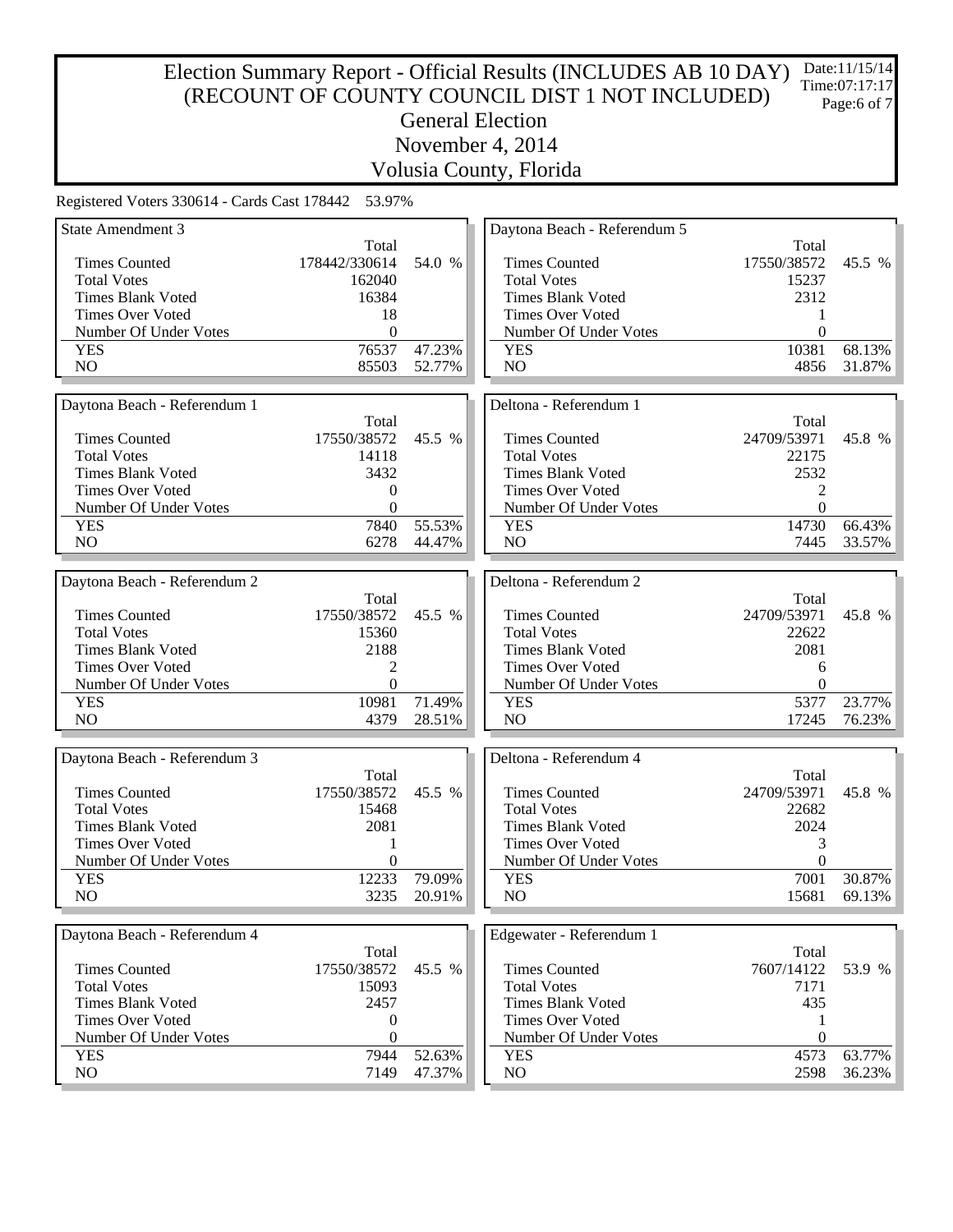# Election Summary Report - Official Results (INCLUDES AB 10 DAY) (RECOUNT OF COUNTY COUNCIL DIST 1 NOT INCLUDED)

## General Election

## November 4, 2014

## Volusia County, Florida

Date:11/15/14
Time:07:17:17

Registered Voters 330614 - Cards Cast 178442 53.97%

### State Amendment 3

| | Total | |
|---|---|---|
| Times Counted | 178442/330614 | 54.0 % |
| Total Votes | 162040 | |
| Times Blank Voted | 16384 | |
| Times Over Voted | 18 | |
| Number Of Under Votes | 0 | |
| YES | 76537 | 47.23% |
| NO | 85503 | 52.77% |

### Daytona Beach - Referendum 1

| | Total | |
|---|---|---|
| Times Counted | 17550/38572 | 45.5 % |
| Total Votes | 14118 | |
| Times Blank Voted | 3432 | |
| Times Over Voted | 0 | |
| Number Of Under Votes | 0 | |
| YES | 7840 | 55.53% |
| NO | 6278 | 44.47% |

### Daytona Beach - Referendum 2

| | Total | |
|---|---|---|
| Times Counted | 17550/38572 | 45.5 % |
| Total Votes | 15360 | |
| Times Blank Voted | 2188 | |
| Times Over Voted | 2 | |
| Number Of Under Votes | 0 | |
| YES | 10981 | 71.49% |
| NO | 4379 | 28.51% |

### Daytona Beach - Referendum 3

| | Total | |
|---|---|---|
| Times Counted | 17550/38572 | 45.5 % |
| Total Votes | 15468 | |
| Times Blank Voted | 2081 | |
| Times Over Voted | 1 | |
| Number Of Under Votes | 0 | |
| YES | 12233 | 79.09% |
| NO | 3235 | 20.91% |

### Daytona Beach - Referendum 4

| | Total | |
|---|---|---|
| Times Counted | 17550/38572 | 45.5 % |
| Total Votes | 15093 | |
| Times Blank Voted | 2457 | |
| Times Over Voted | 0 | |
| Number Of Under Votes | 0 | |
| YES | 7944 | 52.63% |
| NO | 7149 | 47.37% |

### Daytona Beach - Referendum 5

| | Total | |
|---|---|---|
| Times Counted | 17550/38572 | 45.5 % |
| Total Votes | 15237 | |
| Times Blank Voted | 2312 | |
| Times Over Voted | 1 | |
| Number Of Under Votes | 0 | |
| YES | 10381 | 68.13% |
| NO | 4856 | 31.87% |

### Deltona - Referendum 1

| | Total | |
|---|---|---|
| Times Counted | 24709/53971 | 45.8 % |
| Total Votes | 22175 | |
| Times Blank Voted | 2532 | |
| Times Over Voted | 2 | |
| Number Of Under Votes | 0 | |
| YES | 14730 | 66.43% |
| NO | 7445 | 33.57% |

### Deltona - Referendum 2

| | Total | |
|---|---|---|
| Times Counted | 24709/53971 | 45.8 % |
| Total Votes | 22622 | |
| Times Blank Voted | 2081 | |
| Times Over Voted | 6 | |
| Number Of Under Votes | 0 | |
| YES | 5377 | 23.77% |
| NO | 17245 | 76.23% |

### Deltona - Referendum 4

| | Total | |
|---|---|---|
| Times Counted | 24709/53971 | 45.8 % |
| Total Votes | 22682 | |
| Times Blank Voted | 2024 | |
| Times Over Voted | 3 | |
| Number Of Under Votes | 0 | |
| YES | 7001 | 30.87% |
| NO | 15681 | 69.13% |

### Edgewater - Referendum 1

| | Total | |
|---|---|---|
| Times Counted | 7607/14122 | 53.9 % |
| Total Votes | 7171 | |
| Times Blank Voted | 435 | |
| Times Over Voted | 1 | |
| Number Of Under Votes | 0 | |
| YES | 4573 | 63.77% |
| NO | 2598 | 36.23% |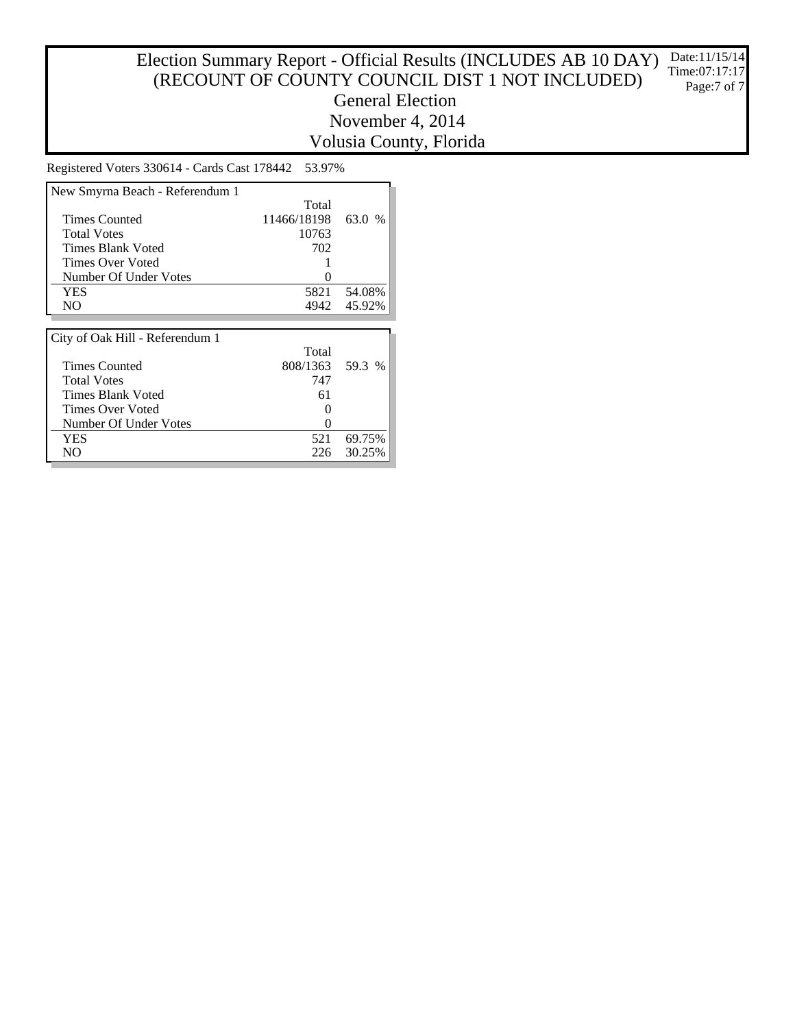# Election Summary Report - Official Results (INCLUDES AB 10 DAY) (RECOUNT OF COUNTY COUNCIL DIST 1 NOT INCLUDED)

## General Election

## November 4, 2014

## Volusia County, Florida

Date:11/15/14
Time:07:17:17

Registered Voters 330614 - Cards Cast 178442 53.97%

| New Smyrna Beach - Referendum 1 | | |
|---|---|---|
| | Total | |
| Times Counted | 11466/18198 | 63.0 % |
| Total Votes | 10763 | |
| Times Blank Voted | 702 | |
| Times Over Voted | 1 | |
| Number Of Under Votes | 0 | |
| YES | 5821 | 54.08% |
| NO | 4942 | 45.92% |

| City of Oak Hill - Referendum 1 | | |
|---|---|---|
| | Total | |
| Times Counted | 808/1363 | 59.3 % |
| Total Votes | 747 | |
| Times Blank Voted | 61 | |
| Times Over Voted | 0 | |
| Number Of Under Votes | 0 | |
| YES | 521 | 69.75% |
| NO | 226 | 30.25% |